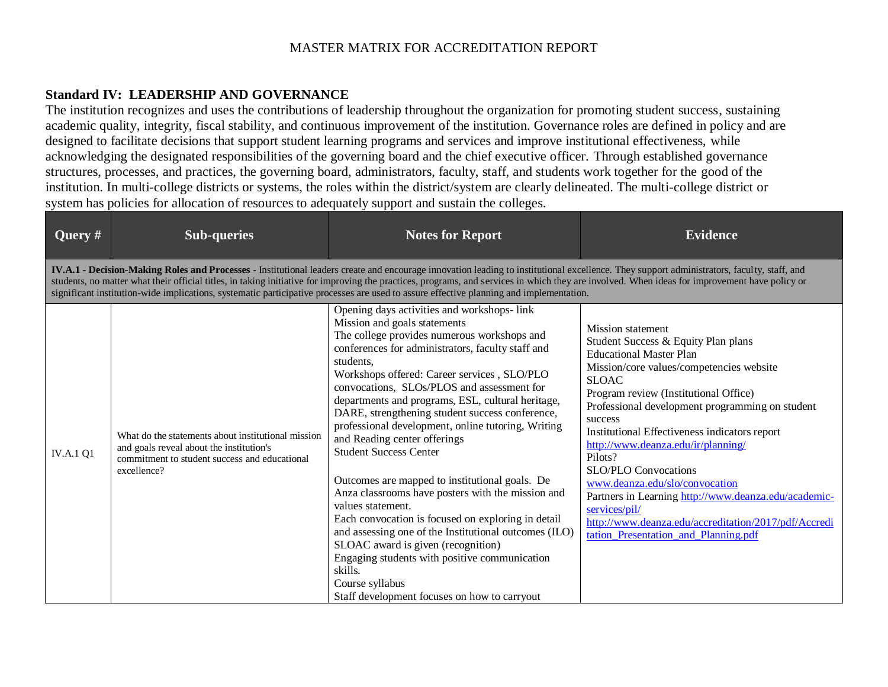MASTER MATRIX FOR ACCREDITATION REPORT

## Standard IV: LEADERSHIP AND GOVERNANCE

The institution recognizes and uses the contributions of leadership throughout the organization for promoting student success, sustaining academic quality, integrity, fiscal stability, and continuous improvement of the institution. Governance roles are defined in policy and are designed to facilitate decisions that support student learning programs and services and improve institutional effectiveness, while acknowledging the designated responsibilities of the governing board and the chief executive officer. Through established governance structures, processes, and practices, the governing board, administrators, faculty, staff, and students work together for the good of the institution. In multi-college districts or systems, the roles within the district/system are clearly delineated. The multi-college district or system has policies for allocation of resources to adequately support and sustain the colleges.

| Query # | Sub-queries | Notes for Report | Evidence |
|---|---|---|---|
| **IV.A.1 - Decision-Making Roles and Processes** - Institutional leaders create and encourage innovation leading to institutional excellence. They support administrators, faculty, staff, and students, no matter what their official titles, in taking initiative for improving the practices, programs, and services in which they are involved. When ideas for improvement have policy or significant institution-wide implications, systematic participative processes are used to assure effective planning and implementation. | | | |
| IV.A.1 Q1 | What do the statements about institutional mission and goals reveal about the institution's commitment to student success and educational excellence? | Opening days activities and workshops- link<br>Mission and goals statements<br>The college provides numerous workshops and conferences for administrators, faculty staff and students,<br>Workshops offered: Career services , SLO/PLO convocations, SLOs/PLOS and assessment for departments and programs, ESL, cultural heritage, DARE, strengthening student success conference, professional development, online tutoring, Writing and Reading center offerings<br>Student Success Center<br><br>Outcomes are mapped to institutional goals. De Anza classrooms have posters with the mission and values statement.<br>Each convocation is focused on exploring in detail and assessing one of the Institutional outcomes (ILO)<br>SLOAC award is given (recognition)<br>Engaging students with positive communication skills.<br>Course syllabus<br>Staff development focuses on how to carryout | Mission statement<br>Student Success & Equity Plan plans<br>Educational Master Plan<br>Mission/core values/competencies website<br>SLOAC<br>Program review (Institutional Office)<br>Professional development programming on student success<br>Institutional Effectiveness indicators report<br>http://www.deanza.edu/ir/planning/<br>Pilots?<br>SLO/PLO Convocations<br>www.deanza.edu/slo/convocation<br>Partners in Learning http://www.deanza.edu/academic-services/pil/<br>http://www.deanza.edu/accreditation/2017/pdf/Accreditation_Presentation_and_Planning.pdf |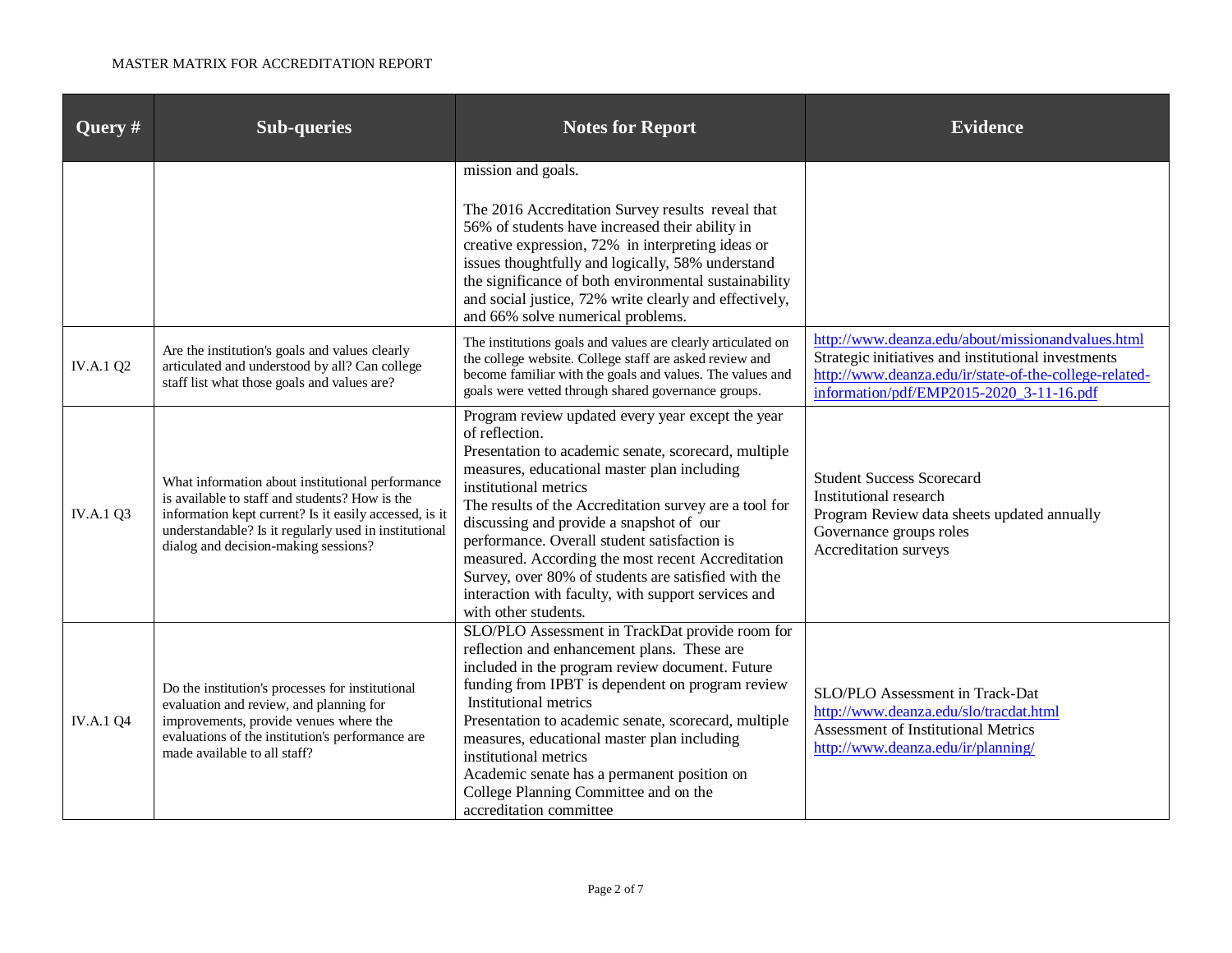| Query # | Sub-queries | Notes for Report | Evidence |
|---|---|---|---|
| | | mission and goals.<br><br>The 2016 Accreditation Survey results reveal that 56% of students have increased their ability in creative expression, 72% in interpreting ideas or issues thoughtfully and logically, 58% understand the significance of both environmental sustainability and social justice, 72% write clearly and effectively, and 66% solve numerical problems. | |
| IV.A.1 Q2 | Are the institution's goals and values clearly articulated and understood by all? Can college staff list what those goals and values are? | The institutions goals and values are clearly articulated on the college website. College staff are asked review and become familiar with the goals and values. The values and goals were vetted through shared governance groups. | http://www.deanza.edu/about/missionandvalues.html<br>Strategic initiatives and institutional investments<br>http://www.deanza.edu/ir/state-of-the-college-related-information/pdf/EMP2015-2020_3-11-16.pdf |
| IV.A.1 Q3 | What information about institutional performance is available to staff and students? How is the information kept current? Is it easily accessed, is it understandable? Is it regularly used in institutional dialog and decision-making sessions? | Program review updated every year except the year of reflection.<br>Presentation to academic senate, scorecard, multiple measures, educational master plan including institutional metrics<br>The results of the Accreditation survey are a tool for discussing and provide a snapshot of our performance. Overall student satisfaction is measured. According the most recent Accreditation Survey, over 80% of students are satisfied with the interaction with faculty, with support services and with other students. | Student Success Scorecard<br>Institutional research<br>Program Review data sheets updated annually<br>Governance groups roles<br>Accreditation surveys |
| IV.A.1 Q4 | Do the institution's processes for institutional evaluation and review, and planning for improvements, provide venues where the evaluations of the institution's performance are made available to all staff? | SLO/PLO Assessment in TrackDat provide room for reflection and enhancement plans. These are included in the program review document. Future funding from IPBT is dependent on program review<br>Institutional metrics<br>Presentation to academic senate, scorecard, multiple measures, educational master plan including institutional metrics<br>Academic senate has a permanent position on College Planning Committee and on the accreditation committee | SLO/PLO Assessment in Track-Dat<br>http://www.deanza.edu/slo/tracdat.html<br>Assessment of Institutional Metrics<br>http://www.deanza.edu/ir/planning/ |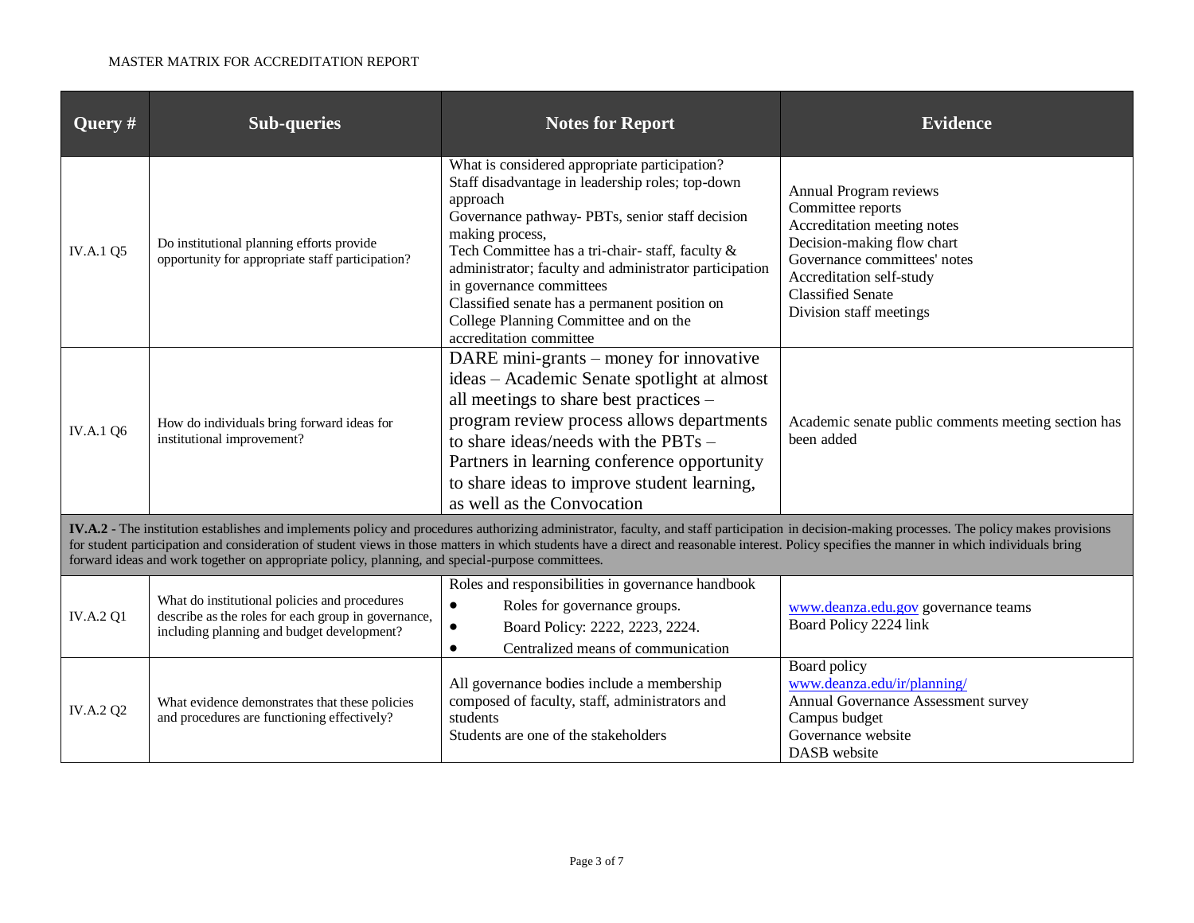| Query # | Sub-queries | Notes for Report | Evidence |
|---|---|---|---|
| IV.A.1 Q5 | Do institutional planning efforts provide opportunity for appropriate staff participation? | What is considered appropriate participation?<br>Staff disadvantage in leadership roles; top-down approach<br>Governance pathway- PBTs, senior staff decision making process,<br>Tech Committee has a tri-chair- staff, faculty & administrator; faculty and administrator participation in governance committees<br>Classified senate has a permanent position on College Planning Committee and on the accreditation committee | Annual Program reviews<br>Committee reports<br>Accreditation meeting notes<br>Decision-making flow chart<br>Governance committees' notes<br>Accreditation self-study<br>Classified Senate<br>Division staff meetings |
| IV.A.1 Q6 | How do individuals bring forward ideas for institutional improvement? | DARE mini-grants – money for innovative ideas – Academic Senate spotlight at almost all meetings to share best practices – program review process allows departments to share ideas/needs with the PBTs – Partners in learning conference opportunity to share ideas to improve student learning, as well as the Convocation | Academic senate public comments meeting section has been added |
| **IV.A.2** - The institution establishes and implements policy and procedures authorizing administrator, faculty, and staff participation in decision-making processes. The policy makes provisions for student participation and consideration of student views in those matters in which students have a direct and reasonable interest. Policy specifies the manner in which individuals bring forward ideas and work together on appropriate policy, planning, and special-purpose committees. | | | |
| IV.A.2 Q1 | What do institutional policies and procedures describe as the roles for each group in governance, including planning and budget development? | Roles and responsibilities in governance handbook<br>• Roles for governance groups.<br>• Board Policy: 2222, 2223, 2224.<br>• Centralized means of communication | www.deanza.edu.gov governance teams<br>Board Policy 2224 link |
| IV.A.2 Q2 | What evidence demonstrates that these policies and procedures are functioning effectively? | All governance bodies include a membership composed of faculty, staff, administrators and students<br>Students are one of the stakeholders | Board policy<br>www.deanza.edu/ir/planning/<br>Annual Governance Assessment survey<br>Campus budget<br>Governance website<br>DASB website |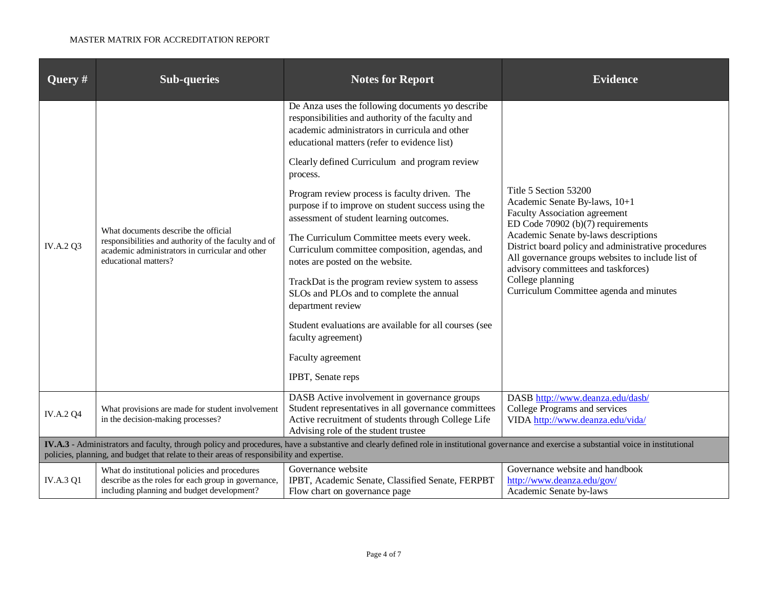| Query # | Sub-queries | Notes for Report | Evidence |
|---|---|---|---|
| IV.A.2 Q3 | What documents describe the official responsibilities and authority of the faculty and of academic administrators in curricular and other educational matters? | De Anza uses the following documents yo describe responsibilities and authority of the faculty and academic administrators in curricula and other educational matters (refer to evidence list)<br><br>Clearly defined Curriculum and program review process.<br><br>Program review process is faculty driven. The purpose if to improve on student success using the assessment of student learning outcomes.<br><br>The Curriculum Committee meets every week. Curriculum committee composition, agendas, and notes are posted on the website.<br><br>TrackDat is the program review system to assess SLOs and PLOs and to complete the annual department review<br><br>Student evaluations are available for all courses (see faculty agreement)<br><br>Faculty agreement<br><br>IPBT, Senate reps | Title 5 Section 53200<br>Academic Senate By-laws, 10+1<br>Faculty Association agreement<br>ED Code 70902 (b)(7) requirements<br>Academic Senate by-laws descriptions<br>District board policy and administrative procedures<br>All governance groups websites to include list of advisory committees and taskforces)<br>College planning<br>Curriculum Committee agenda and minutes |
| IV.A.2 Q4 | What provisions are made for student involvement in the decision-making processes? | DASB Active involvement in governance groups<br>Student representatives in all governance committees<br>Active recruitment of students through College Life<br>Advising role of the student trustee | DASB http://www.deanza.edu/dasb/<br>College Programs and services<br>VIDA http://www.deanza.edu/vida/ |
| **IV.A.3** - Administrators and faculty, through policy and procedures, have a substantive and clearly defined role in institutional governance and exercise a substantial voice in institutional policies, planning, and budget that relate to their areas of responsibility and expertise. | | | |
| IV.A.3 Q1 | What do institutional policies and procedures describe as the roles for each group in governance, including planning and budget development? | Governance website<br>IPBT, Academic Senate, Classified Senate, FERPBT<br>Flow chart on governance page | Governance website and handbook<br>http://www.deanza.edu/gov/<br>Academic Senate by-laws |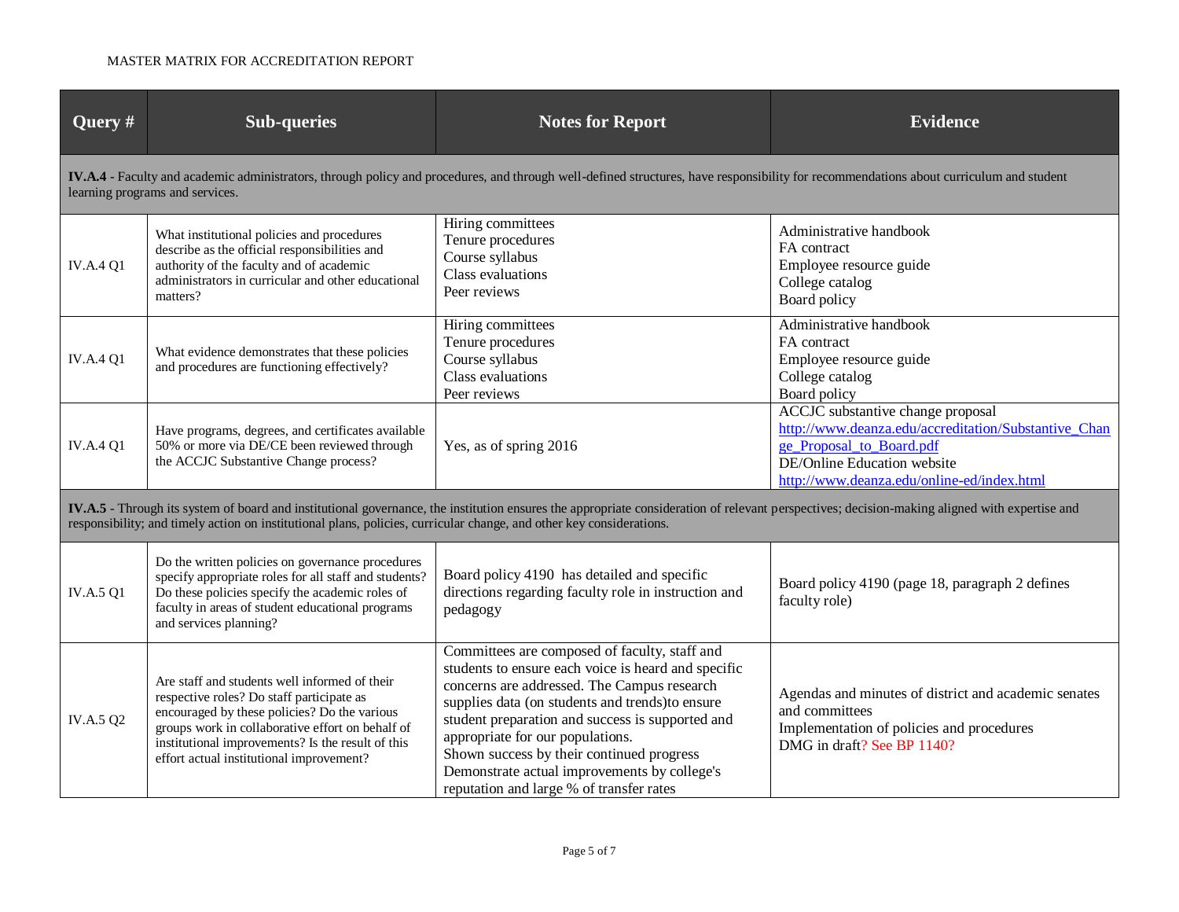MASTER MATRIX FOR ACCREDITATION REPORT

| Query # | Sub-queries | Notes for Report | Evidence |
|---|---|---|---|
| **IV.A.4** - Faculty and academic administrators, through policy and procedures, and through well-defined structures, have responsibility for recommendations about curriculum and student learning programs and services. | | | |
| IV.A.4 Q1 | What institutional policies and procedures describe as the official responsibilities and authority of the faculty and of academic administrators in curricular and other educational matters? | Hiring committees<br>Tenure procedures<br>Course syllabus<br>Class evaluations<br>Peer reviews | Administrative handbook<br>FA contract<br>Employee resource guide<br>College catalog<br>Board policy |
| IV.A.4 Q1 | What evidence demonstrates that these policies and procedures are functioning effectively? | Hiring committees<br>Tenure procedures<br>Course syllabus<br>Class evaluations<br>Peer reviews | Administrative handbook<br>FA contract<br>Employee resource guide<br>College catalog<br>Board policy |
| IV.A.4 Q1 | Have programs, degrees, and certificates available 50% or more via DE/CE been reviewed through the ACCJC Substantive Change process? | Yes, as of spring 2016 | ACCJC substantive change proposal<br>http://www.deanza.edu/accreditation/Substantive_Change_Proposal_to_Board.pdf<br>DE/Online Education website<br>http://www.deanza.edu/online-ed/index.html |
| **IV.A.5** - Through its system of board and institutional governance, the institution ensures the appropriate consideration of relevant perspectives; decision-making aligned with expertise and responsibility; and timely action on institutional plans, policies, curricular change, and other key considerations. | | | |
| IV.A.5 Q1 | Do the written policies on governance procedures specify appropriate roles for all staff and students? Do these policies specify the academic roles of faculty in areas of student educational programs and services planning? | Board policy 4190 has detailed and specific directions regarding faculty role in instruction and pedagogy | Board policy 4190 (page 18, paragraph 2 defines faculty role) |
| IV.A.5 Q2 | Are staff and students well informed of their respective roles? Do staff participate as encouraged by these policies? Do the various groups work in collaborative effort on behalf of institutional improvements? Is the result of this effort actual institutional improvement? | Committees are composed of faculty, staff and students to ensure each voice is heard and specific concerns are addressed. The Campus research supplies data (on students and trends)to ensure student preparation and success is supported and appropriate for our populations.<br>Shown success by their continued progress<br>Demonstrate actual improvements by college's reputation and large % of transfer rates | Agendas and minutes of district and academic senates and committees<br>Implementation of policies and procedures<br>DMG in draft? See BP 1140? |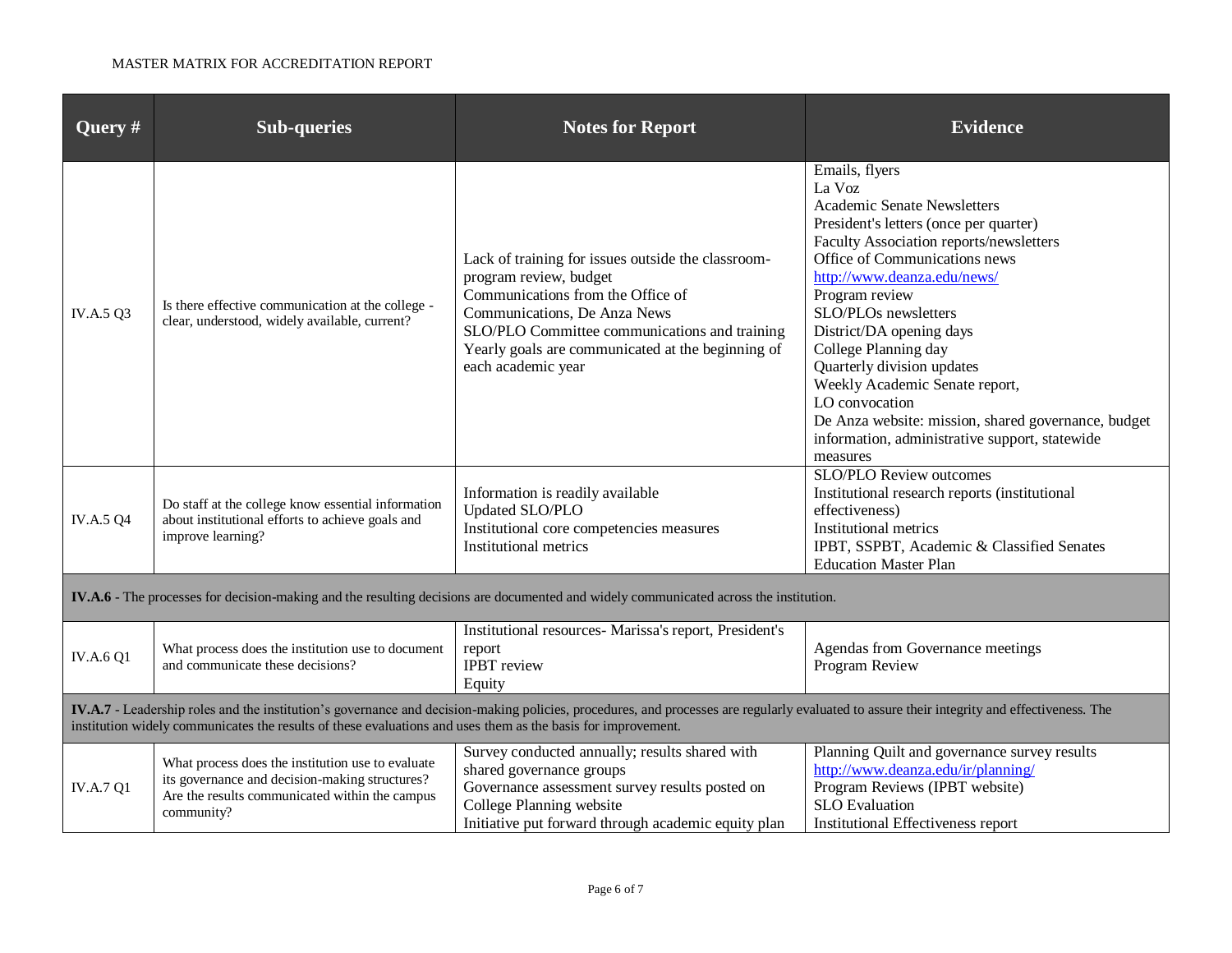| Query # | Sub-queries | Notes for Report | Evidence |
|---|---|---|---|
| IV.A.5 Q3 | Is there effective communication at the college - clear, understood, widely available, current? | Lack of training for issues outside the classroom- program review, budget<br>Communications from the Office of Communications, De Anza News<br>SLO/PLO Committee communications and training<br>Yearly goals are communicated at the beginning of each academic year | Emails, flyers<br>La Voz<br>Academic Senate Newsletters<br>President's letters (once per quarter)<br>Faculty Association reports/newsletters<br>Office of Communications news<br>http://www.deanza.edu/news/<br>Program review<br>SLO/PLOs newsletters<br>District/DA opening days<br>College Planning day<br>Quarterly division updates<br>Weekly Academic Senate report,<br>LO convocation<br>De Anza website: mission, shared governance, budget information, administrative support, statewide measures |
| IV.A.5 Q4 | Do staff at the college know essential information about institutional efforts to achieve goals and improve learning? | Information is readily available<br>Updated SLO/PLO<br>Institutional core competencies measures<br>Institutional metrics | SLO/PLO Review outcomes<br>Institutional research reports (institutional effectiveness)<br>Institutional metrics<br>IPBT, SSPBT, Academic & Classified Senates<br>Education Master Plan |
| **IV.A.6** - The processes for decision-making and the resulting decisions are documented and widely communicated across the institution. | | | |
| IV.A.6 Q1 | What process does the institution use to document and communicate these decisions? | Institutional resources- Marissa's report, President's report<br>IPBT review<br>Equity | Agendas from Governance meetings<br>Program Review |
| **IV.A.7** - Leadership roles and the institution's governance and decision-making policies, procedures, and processes are regularly evaluated to assure their integrity and effectiveness. The institution widely communicates the results of these evaluations and uses them as the basis for improvement. | | | |
| IV.A.7 Q1 | What process does the institution use to evaluate its governance and decision-making structures? Are the results communicated within the campus community? | Survey conducted annually; results shared with shared governance groups<br>Governance assessment survey results posted on College Planning website<br>Initiative put forward through academic equity plan | Planning Quilt and governance survey results<br>http://www.deanza.edu/ir/planning/<br>Program Reviews (IPBT website)<br>SLO Evaluation<br>Institutional Effectiveness report |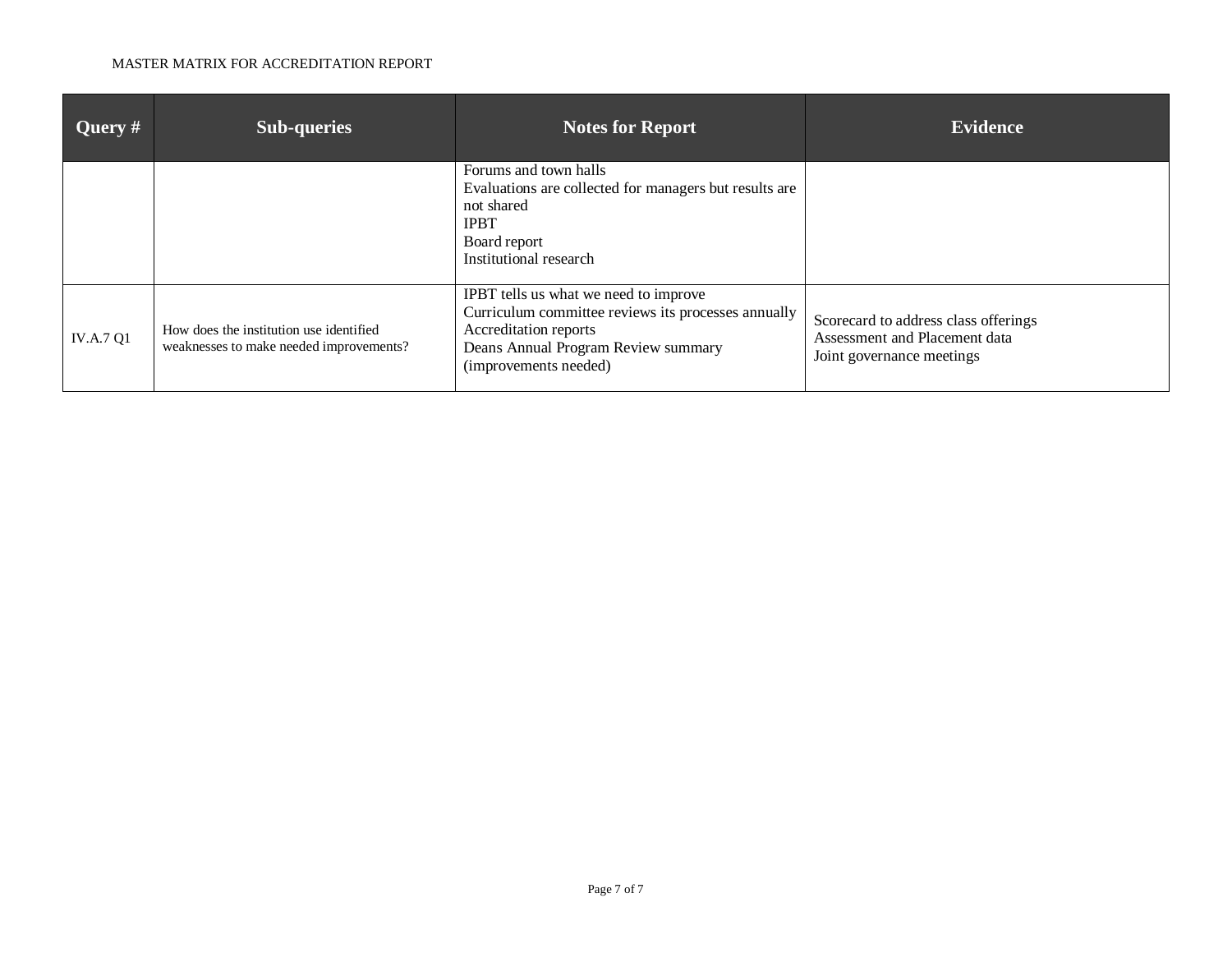| Query # | Sub-queries | Notes for Report | Evidence |
|---|---|---|---|
| | | Forums and town halls<br>Evaluations are collected for managers but results are not shared<br>IPBT<br>Board report<br>Institutional research | |
| IV.A.7 Q1 | How does the institution use identified weaknesses to make needed improvements? | IPBT tells us what we need to improve<br>Curriculum committee reviews its processes annually<br>Accreditation reports<br>Deans Annual Program Review summary (improvements needed) | Scorecard to address class offerings<br>Assessment and Placement data<br>Joint governance meetings |